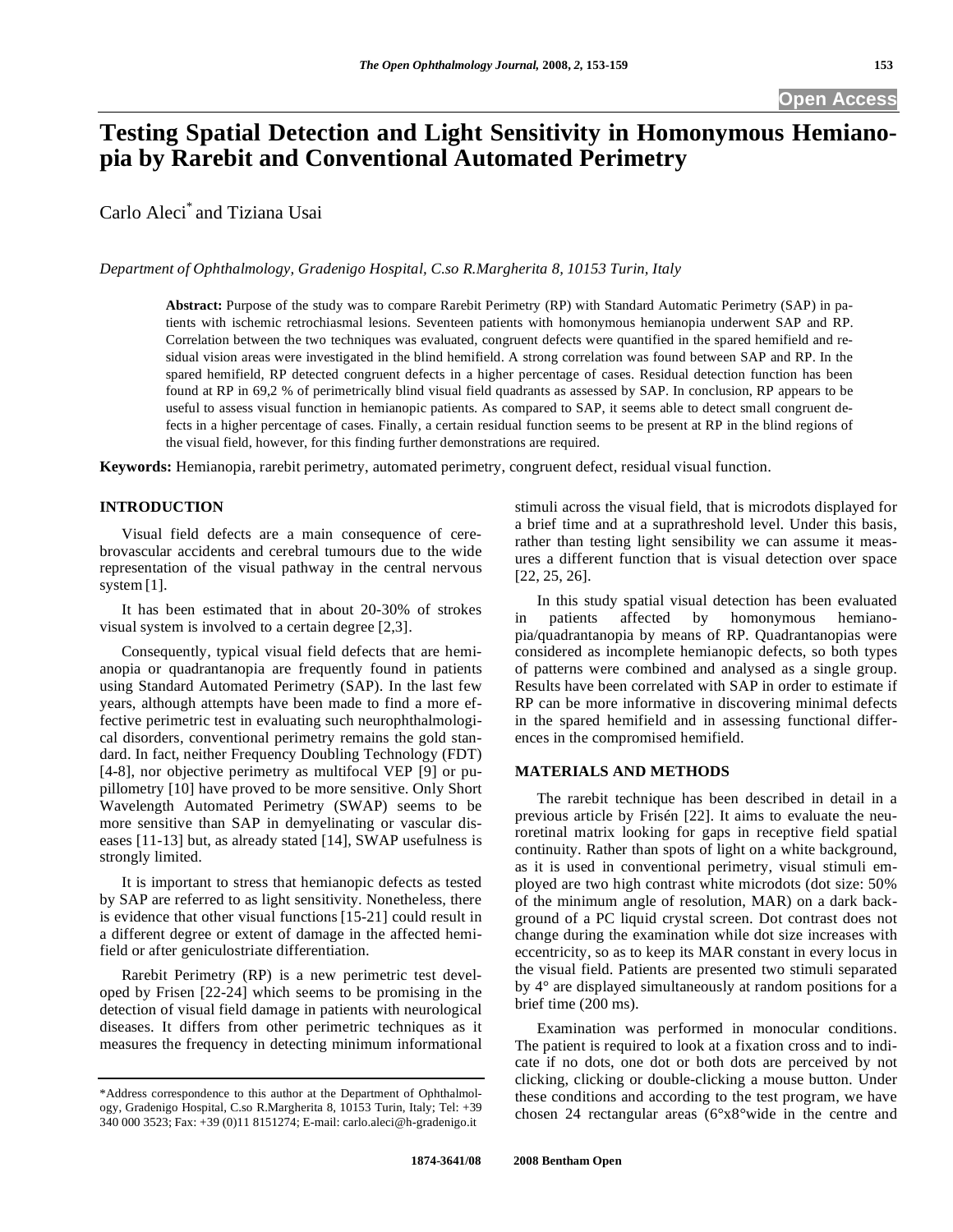# Testing Spatial Detection and Light Sensitivity in Homonymous Hemianopia by Rarebit and Conventional Automated Perimetry

Carlo Aleci* and Tiziana Usai

*Department of Ophthalmology, Gradenigo Hospital, C.so R.Margherita 8, 10153 Turin, Italy*

**Abstract:** Purpose of the study was to compare Rarebit Perimetry (RP) with Standard Automatic Perimetry (SAP) in patients with ischemic retrochiasmal lesions. Seventeen patients with homonymous hemianopia underwent SAP and RP. Correlation between the two techniques was evaluated, congruent defects were quantified in the spared hemifield and residual vision areas were investigated in the blind hemifield. A strong correlation was found between SAP and RP. In the spared hemifield, RP detected congruent defects in a higher percentage of cases. Residual detection function has been found at RP in 69,2 % of perimetrically blind visual field quadrants as assessed by SAP. In conclusion, RP appears to be useful to assess visual function in hemianopic patients. As compared to SAP, it seems able to detect small congruent defects in a higher percentage of cases. Finally, a certain residual function seems to be present at RP in the blind regions of the visual field, however, for this finding further demonstrations are required.

**Keywords:** Hemianopia, rarebit perimetry, automated perimetry, congruent defect, residual visual function.

## INTRODUCTION

Visual field defects are a main consequence of cerebrovascular accidents and cerebral tumours due to the wide representation of the visual pathway in the central nervous system [1].

It has been estimated that in about 20-30% of strokes visual system is involved to a certain degree [2,3].

Consequently, typical visual field defects that are hemianopia or quadrantanopia are frequently found in patients using Standard Automated Perimetry (SAP). In the last few years, although attempts have been made to find a more effective perimetric test in evaluating such neurophthalmological disorders, conventional perimetry remains the gold standard. In fact, neither Frequency Doubling Technology (FDT) [4-8], nor objective perimetry as multifocal VEP [9] or pupillometry [10] have proved to be more sensitive. Only Short Wavelength Automated Perimetry (SWAP) seems to be more sensitive than SAP in demyelinating or vascular diseases [11-13] but, as already stated [14], SWAP usefulness is strongly limited.

It is important to stress that hemianopic defects as tested by SAP are referred to as light sensitivity. Nonetheless, there is evidence that other visual functions [15-21] could result in a different degree or extent of damage in the affected hemifield or after geniculostriate differentiation.

Rarebit Perimetry (RP) is a new perimetric test developed by Frisen [22-24] which seems to be promising in the detection of visual field damage in patients with neurological diseases. It differs from other perimetric techniques as it measures the frequency in detecting minimum informational stimuli across the visual field, that is microdots displayed for a brief time and at a suprathreshold level. Under this basis, rather than testing light sensibility we can assume it measures a different function that is visual detection over space [22, 25, 26].

In this study spatial visual detection has been evaluated in patients affected by homonymous hemianopia/quadrantanopia by means of RP. Quadrantanopias were considered as incomplete hemianopic defects, so both types of patterns were combined and analysed as a single group. Results have been correlated with SAP in order to estimate if RP can be more informative in discovering minimal defects in the spared hemifield and in assessing functional differences in the compromised hemifield.

## MATERIALS AND METHODS

The rarebit technique has been described in detail in a previous article by Frisén [22]. It aims to evaluate the neuroretinal matrix looking for gaps in receptive field spatial continuity. Rather than spots of light on a white background, as it is used in conventional perimetry, visual stimuli employed are two high contrast white microdots (dot size: 50% of the minimum angle of resolution, MAR) on a dark background of a PC liquid crystal screen. Dot contrast does not change during the examination while dot size increases with eccentricity, so as to keep its MAR constant in every locus in the visual field. Patients are presented two stimuli separated by 4° are displayed simultaneously at random positions for a brief time (200 ms).

Examination was performed in monocular conditions. The patient is required to look at a fixation cross and to indicate if no dots, one dot or both dots are perceived by not clicking, clicking or double-clicking a mouse button. Under these conditions and according to the test program, we have chosen 24 rectangular areas (6°x8°wide in the centre and

*Address correspondence to this author at the Department of Ophthalmology, Gradenigo Hospital, C.so R.Margherita 8, 10153 Turin, Italy; Tel: +39 340 000 3523; Fax: +39 (0)11 8151274; E-mail: carlo.aleci@h-gradenigo.it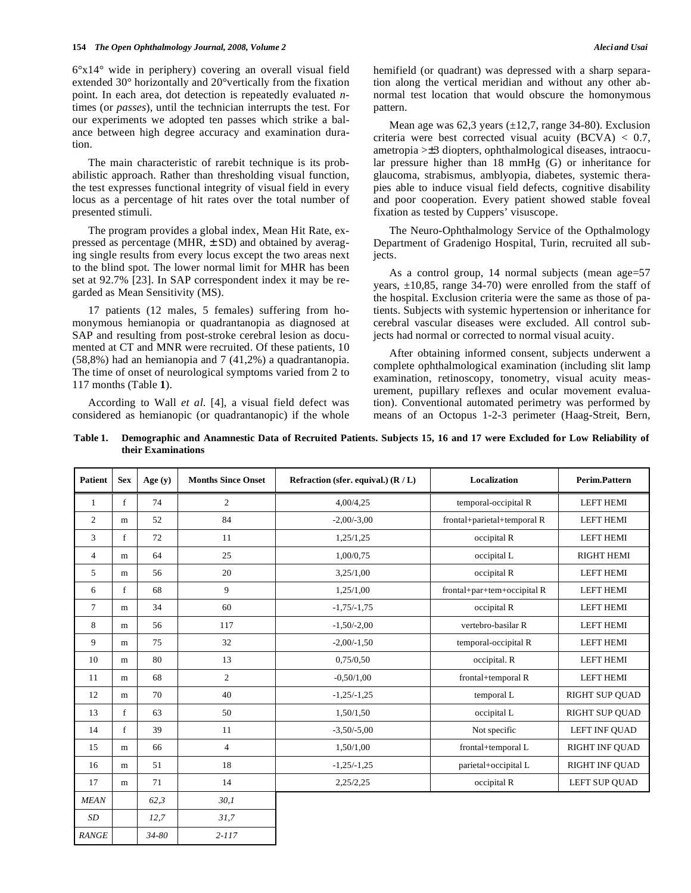6°x14° wide in periphery) covering an overall visual field extended 30° horizontally and 20°vertically from the fixation point. In each area, dot detection is repeatedly evaluated *n*-times (or *passes*), until the technician interrupts the test. For our experiments we adopted ten passes which strike a balance between high degree accuracy and examination duration.

The main characteristic of rarebit technique is its probabilistic approach. Rather than thresholding visual function, the test expresses functional integrity of visual field in every locus as a percentage of hit rates over the total number of presented stimuli.

The program provides a global index, Mean Hit Rate, expressed as percentage (MHR, ± SD) and obtained by averaging single results from every locus except the two areas next to the blind spot. The lower normal limit for MHR has been set at 92.7% [23]. In SAP correspondent index it may be regarded as Mean Sensitivity (MS).

17 patients (12 males, 5 females) suffering from homonymous hemianopia or quadrantanopia as diagnosed at SAP and resulting from post-stroke cerebral lesion as documented at CT and MNR were recruited. Of these patients, 10 (58,8%) had an hemianopia and 7 (41,2%) a quadrantanopia. The time of onset of neurological symptoms varied from 2 to 117 months (Table **1**).

According to Wall *et al.* [4], a visual field defect was considered as hemianopic (or quadrantanopic) if the whole hemifield (or quadrant) was depressed with a sharp separation along the vertical meridian and without any other abnormal test location that would obscure the homonymous pattern.

Mean age was 62,3 years (±12,7, range 34-80). Exclusion criteria were best corrected visual acuity (BCVA) < 0.7, ametropia >±3 diopters, ophthalmological diseases, intraocular pressure higher than 18 mmHg (G) or inheritance for glaucoma, strabismus, amblyopia, diabetes, systemic therapies able to induce visual field defects, cognitive disability and poor cooperation. Every patient showed stable foveal fixation as tested by Cuppers' visuscope.

The Neuro-Ophthalmology Service of the Opthalmology Department of Gradenigo Hospital, Turin, recruited all subjects.

As a control group, 14 normal subjects (mean age=57 years, ±10,85, range 34-70) were enrolled from the staff of the hospital. Exclusion criteria were the same as those of patients. Subjects with systemic hypertension or inheritance for cerebral vascular diseases were excluded. All control subjects had normal or corrected to normal visual acuity.

After obtaining informed consent, subjects underwent a complete ophthalmological examination (including slit lamp examination, retinoscopy, tonometry, visual acuity measurement, pupillary reflexes and ocular movement evaluation). Conventional automated perimetry was performed by means of an Octopus 1-2-3 perimeter (Haag-Streit, Bern,

**Table 1. Demographic and Anamnestic Data of Recruited Patients. Subjects 15, 16 and 17 were Excluded for Low Reliability of their Examinations**

| Patient | Sex | Age (y) | Months Since Onset | Refraction (sfer. equival.) (R / L) | Localization | Perim.Pattern |
|---|---|---|---|---|---|---|
| 1 | f | 74 | 2 | 4,00/4,25 | temporal-occipital R | LEFT HEMI |
| 2 | m | 52 | 84 | -2,00/-3,00 | frontal+parietal+temporal R | LEFT HEMI |
| 3 | f | 72 | 11 | 1,25/1,25 | occipital R | LEFT HEMI |
| 4 | m | 64 | 25 | 1,00/0,75 | occipital L | RIGHT HEMI |
| 5 | m | 56 | 20 | 3,25/1,00 | occipital R | LEFT HEMI |
| 6 | f | 68 | 9 | 1,25/1,00 | frontal+par+tem+occipital R | LEFT HEMI |
| 7 | m | 34 | 60 | -1,75/-1,75 | occipital R | LEFT HEMI |
| 8 | m | 56 | 117 | -1,50/-2,00 | vertebro-basilar R | LEFT HEMI |
| 9 | m | 75 | 32 | -2,00/-1,50 | temporal-occipital R | LEFT HEMI |
| 10 | m | 80 | 13 | 0,75/0,50 | occipital. R | LEFT HEMI |
| 11 | m | 68 | 2 | -0,50/1,00 | frontal+temporal R | LEFT HEMI |
| 12 | m | 70 | 40 | -1,25/-1,25 | temporal L | RIGHT SUP QUAD |
| 13 | f | 63 | 50 | 1,50/1,50 | occipital L | RIGHT SUP QUAD |
| 14 | f | 39 | 11 | -3,50/-5,00 | Not specific | LEFT INF QUAD |
| 15 | m | 66 | 4 | 1,50/1,00 | frontal+temporal L | RIGHT INF QUAD |
| 16 | m | 51 | 18 | -1,25/-1,25 | parietal+occipital L | RIGHT INF QUAD |
| 17 | m | 71 | 14 | 2,25/2,25 | occipital R | LEFT SUP QUAD |
| *MEAN* | | *62,3* | *30,1* | | | |
| *SD* | | *12,7* | *31,7* | | | |
| *RANGE* | | *34-80* | *2-117* | | | |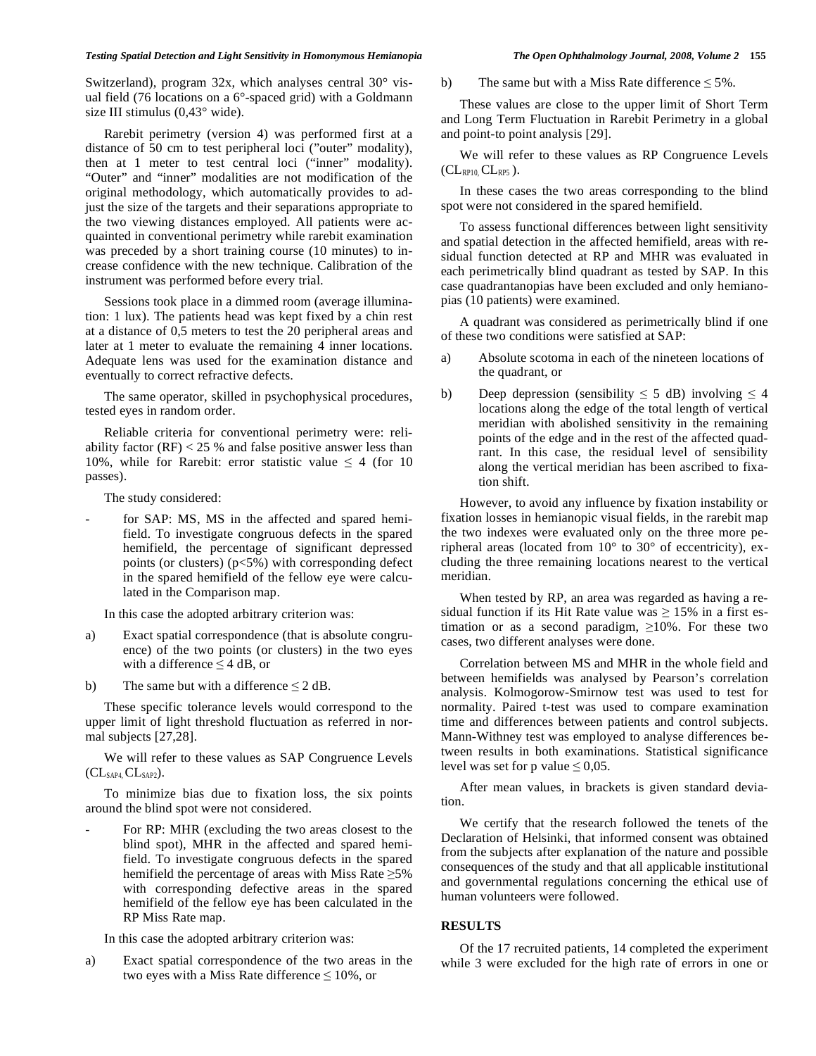Switzerland), program 32x, which analyses central 30° visual field (76 locations on a 6°-spaced grid) with a Goldmann size III stimulus (0,43° wide).

Rarebit perimetry (version 4) was performed first at a distance of 50 cm to test peripheral loci (”outer” modality), then at 1 meter to test central loci (“inner” modality). “Outer” and “inner” modalities are not modification of the original methodology, which automatically provides to adjust the size of the targets and their separations appropriate to the two viewing distances employed. All patients were acquainted in conventional perimetry while rarebit examination was preceded by a short training course (10 minutes) to increase confidence with the new technique. Calibration of the instrument was performed before every trial.

Sessions took place in a dimmed room (average illumination: 1 lux). The patients head was kept fixed by a chin rest at a distance of 0,5 meters to test the 20 peripheral areas and later at 1 meter to evaluate the remaining 4 inner locations. Adequate lens was used for the examination distance and eventually to correct refractive defects.

The same operator, skilled in psychophysical procedures, tested eyes in random order.

Reliable criteria for conventional perimetry were: reliability factor (RF) < 25 % and false positive answer less than 10%, while for Rarebit: error statistic value ≤ 4 (for 10 passes).

The study considered:

- for SAP: MS, MS in the affected and spared hemifield. To investigate congruous defects in the spared hemifield, the percentage of significant depressed points (or clusters) (p<5%) with corresponding defect in the spared hemifield of the fellow eye were calculated in the Comparison map.

In this case the adopted arbitrary criterion was:

a) Exact spatial correspondence (that is absolute congruence) of the two points (or clusters) in the two eyes with a difference ≤ 4 dB, or

b) The same but with a difference ≤ 2 dB.

These specific tolerance levels would correspond to the upper limit of light threshold fluctuation as referred in normal subjects [27,28].

We will refer to these values as SAP Congruence Levels ($CL_{SAP4}$, $CL_{SAP2}$).

To minimize bias due to fixation loss, the six points around the blind spot were not considered.

- For RP: MHR (excluding the two areas closest to the blind spot), MHR in the affected and spared hemifield. To investigate congruous defects in the spared hemifield the percentage of areas with Miss Rate ≥5% with corresponding defective areas in the spared hemifield of the fellow eye has been calculated in the RP Miss Rate map.

In this case the adopted arbitrary criterion was:

a) Exact spatial correspondence of the two areas in the two eyes with a Miss Rate difference ≤ 10%, or

b) The same but with a Miss Rate difference ≤ 5%.

These values are close to the upper limit of Short Term and Long Term Fluctuation in Rarebit Perimetry in a global and point-to point analysis [29].

We will refer to these values as RP Congruence Levels ($CL_{RP10}$, $CL_{RP5}$).

In these cases the two areas corresponding to the blind spot were not considered in the spared hemifield.

To assess functional differences between light sensitivity and spatial detection in the affected hemifield, areas with residual function detected at RP and MHR was evaluated in each perimetrically blind quadrant as tested by SAP. In this case quadrantanopias have been excluded and only hemianopias (10 patients) were examined.

A quadrant was considered as perimetrically blind if one of these two conditions were satisfied at SAP:

a) Absolute scotoma in each of the nineteen locations of the quadrant, or

b) Deep depression (sensibility ≤ 5 dB) involving ≤ 4 locations along the edge of the total length of vertical meridian with abolished sensitivity in the remaining points of the edge and in the rest of the affected quadrant. In this case, the residual level of sensibility along the vertical meridian has been ascribed to fixation shift.

However, to avoid any influence by fixation instability or fixation losses in hemianopic visual fields, in the rarebit map the two indexes were evaluated only on the three more peripheral areas (located from 10° to 30° of eccentricity), excluding the three remaining locations nearest to the vertical meridian.

When tested by RP, an area was regarded as having a residual function if its Hit Rate value was ≥ 15% in a first estimation or as a second paradigm, ≥10%. For these two cases, two different analyses were done.

Correlation between MS and MHR in the whole field and between hemifields was analysed by Pearson’s correlation analysis. Kolmogorow-Smirnow test was used to test for normality. Paired t-test was used to compare examination time and differences between patients and control subjects. Mann-Withney test was employed to analyse differences between results in both examinations. Statistical significance level was set for p value ≤ 0,05.

After mean values, in brackets is given standard deviation.

We certify that the research followed the tenets of the Declaration of Helsinki, that informed consent was obtained from the subjects after explanation of the nature and possible consequences of the study and that all applicable institutional and governmental regulations concerning the ethical use of human volunteers were followed.

## RESULTS

Of the 17 recruited patients, 14 completed the experiment while 3 were excluded for the high rate of errors in one or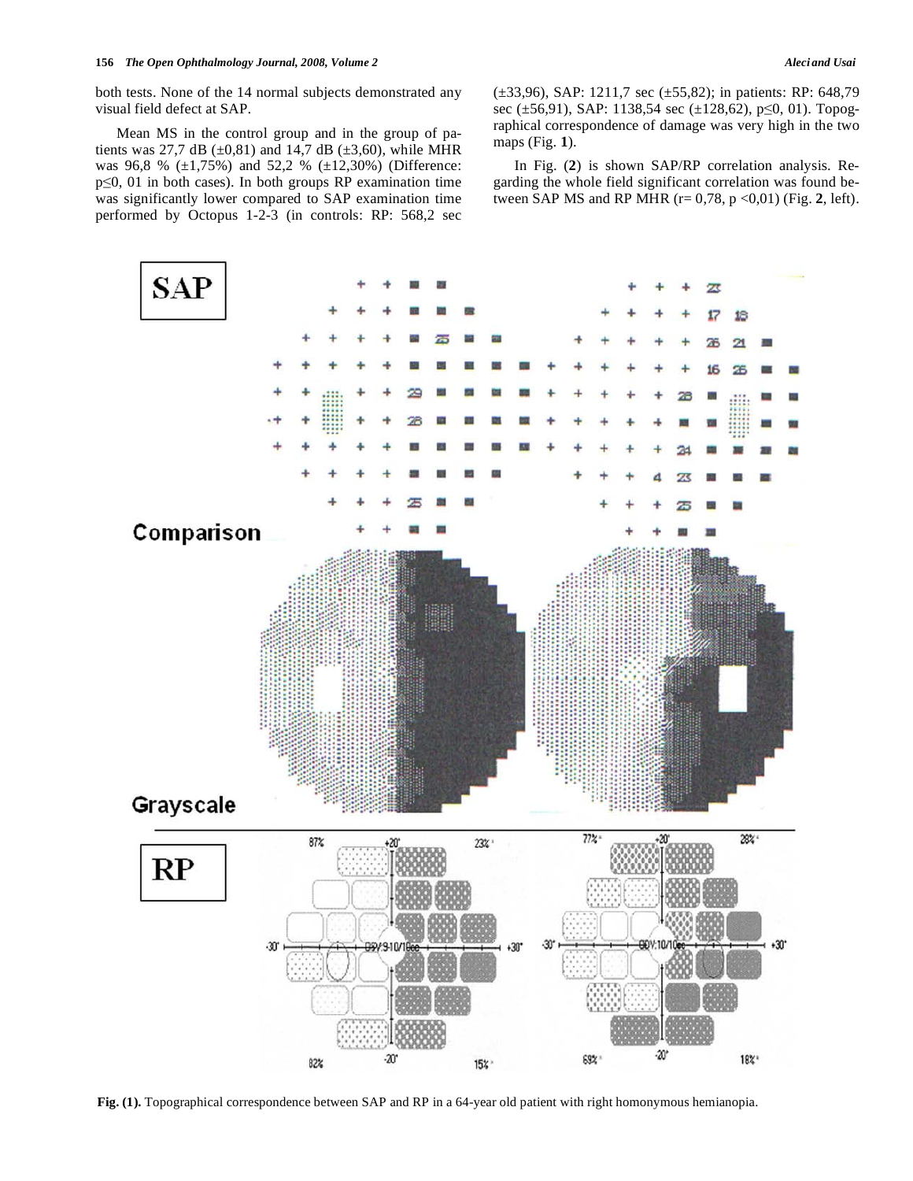both tests. None of the 14 normal subjects demonstrated any visual field defect at SAP.

Mean MS in the control group and in the group of patients was 27,7 dB (±0,81) and 14,7 dB (±3,60), while MHR was 96,8 % (±1,75%) and 52,2 % (±12,30%) (Difference: p≤0, 01 in both cases). In both groups RP examination time was significantly lower compared to SAP examination time performed by Octopus 1-2-3 (in controls: RP: 568,2 sec (±33,96), SAP: 1211,7 sec (±55,82); in patients: RP: 648,79 sec (±56,91), SAP: 1138,54 sec (±128,62), p≤0, 01). Topographical correspondence of damage was very high in the two maps (Fig. **1**).

In Fig. (**2**) is shown SAP/RP correlation analysis. Regarding the whole field significant correlation was found between SAP MS and RP MHR (r= 0,78, p <0,01) (Fig. **2**, left).

**Fig. (1).** Topographical correspondence between SAP and RP in a 64-year old patient with right homonymous hemianopia.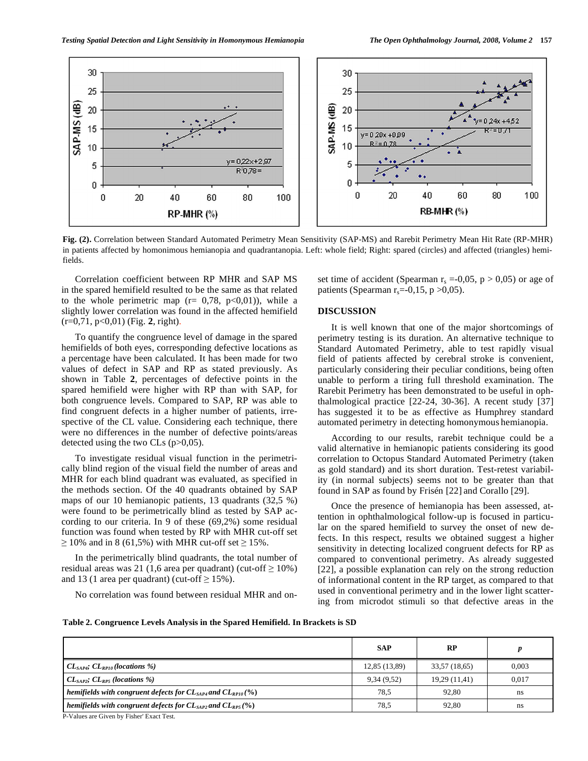**Fig. (2).** Correlation between Standard Automated Perimetry Mean Sensitivity (SAP-MS) and Rarebit Perimetry Mean Hit Rate (RP-MHR) in patients affected by homonimous hemianopia and quadrantanopia. Left: whole field; Right: spared (circles) and affected (triangles) hemifields.

Correlation coefficient between RP MHR and SAP MS in the spared hemifield resulted to be the same as that related to the whole perimetric map (r= 0,78, p<0,01)), while a slightly lower correlation was found in the affected hemifield (r=0,71, p<0,01) (Fig. **2**, right).

To quantify the congruence level of damage in the spared hemifields of both eyes, corresponding defective locations as a percentage have been calculated. It has been made for two values of defect in SAP and RP as stated previously. As shown in Table **2**, percentages of defective points in the spared hemifield were higher with RP than with SAP, for both congruence levels. Compared to SAP, RP was able to find congruent defects in a higher number of patients, irrespective of the CL value. Considering each technique, there were no differences in the number of defective points/areas detected using the two CLs (p>0,05).

To investigate residual visual function in the perimetrically blind region of the visual field the number of areas and MHR for each blind quadrant was evaluated, as specified in the methods section. Of the 40 quadrants obtained by SAP maps of our 10 hemianopic patients, 13 quadrants (32,5 %) were found to be perimetrically blind as tested by SAP according to our criteria. In 9 of these (69,2%) some residual function was found when tested by RP with MHR cut-off set ≥ 10% and in 8 (61,5%) with MHR cut-off set ≥ 15%.

In the perimetrically blind quadrants, the total number of residual areas was 21 (1,6 area per quadrant) (cut-off ≥ 10%) and 13 (1 area per quadrant) (cut-off ≥ 15%).

No correlation was found between residual MHR and onset time of accident (Spearman $r_s$ =-0,05, p > 0,05) or age of patients (Spearman $r_s$=-0,15, p >0,05).

## DISCUSSION

It is well known that one of the major shortcomings of perimetry testing is its duration. An alternative technique to Standard Automated Perimetry, able to test rapidly visual field of patients affected by cerebral stroke is convenient, particularly considering their peculiar conditions, being often unable to perform a tiring full threshold examination. The Rarebit Perimetry has been demonstrated to be useful in ophthalmological practice [22-24, 30-36]. A recent study [37] has suggested it to be as effective as Humphrey standard automated perimetry in detecting homonymous hemianopia.

According to our results, rarebit technique could be a valid alternative in hemianopic patients considering its good correlation to Octopus Standard Automated Perimetry (taken as gold standard) and its short duration. Test-retest variability (in normal subjects) seems not to be greater than that found in SAP as found by Frisén [22] and Corallo [29].

Once the presence of hemianopia has been assessed, attention in ophthalmological follow-up is focused in particular on the spared hemifield to survey the onset of new defects. In this respect, results we obtained suggest a higher sensitivity in detecting localized congruent defects for RP as compared to conventional perimetry. As already suggested [22], a possible explanation can rely on the strong reduction of informational content in the RP target, as compared to that used in conventional perimetry and in the lower light scattering from microdot stimuli so that defective areas in the

**Table 2. Congruence Levels Analysis in the Spared Hemifield. In Brackets is SD**

| | SAP | RP | *p* |
|---|---|---|---|
| ***$CL_{SAP4}$; $CL_{RP10}$ (locations %)*** | 12,85 (13,89) | 33,57 (18,65) | 0,003 |
| ***$CL_{SAP2}$; $CL_{RP5}$ (locations %)*** | 9,34 (9,52) | 19,29 (11,41) | 0,017 |
| ***hemifields with congruent defects for $CL_{SAP4}$ and $CL_{RP10}$ (%)*** | 78,5 | 92,80 | ns |
| ***hemifields with congruent defects for $CL_{SAP2}$ and $CL_{RP5}$ (%)*** | 78,5 | 92,80 | ns |

P-Values are Given by Fisher' Exact Test.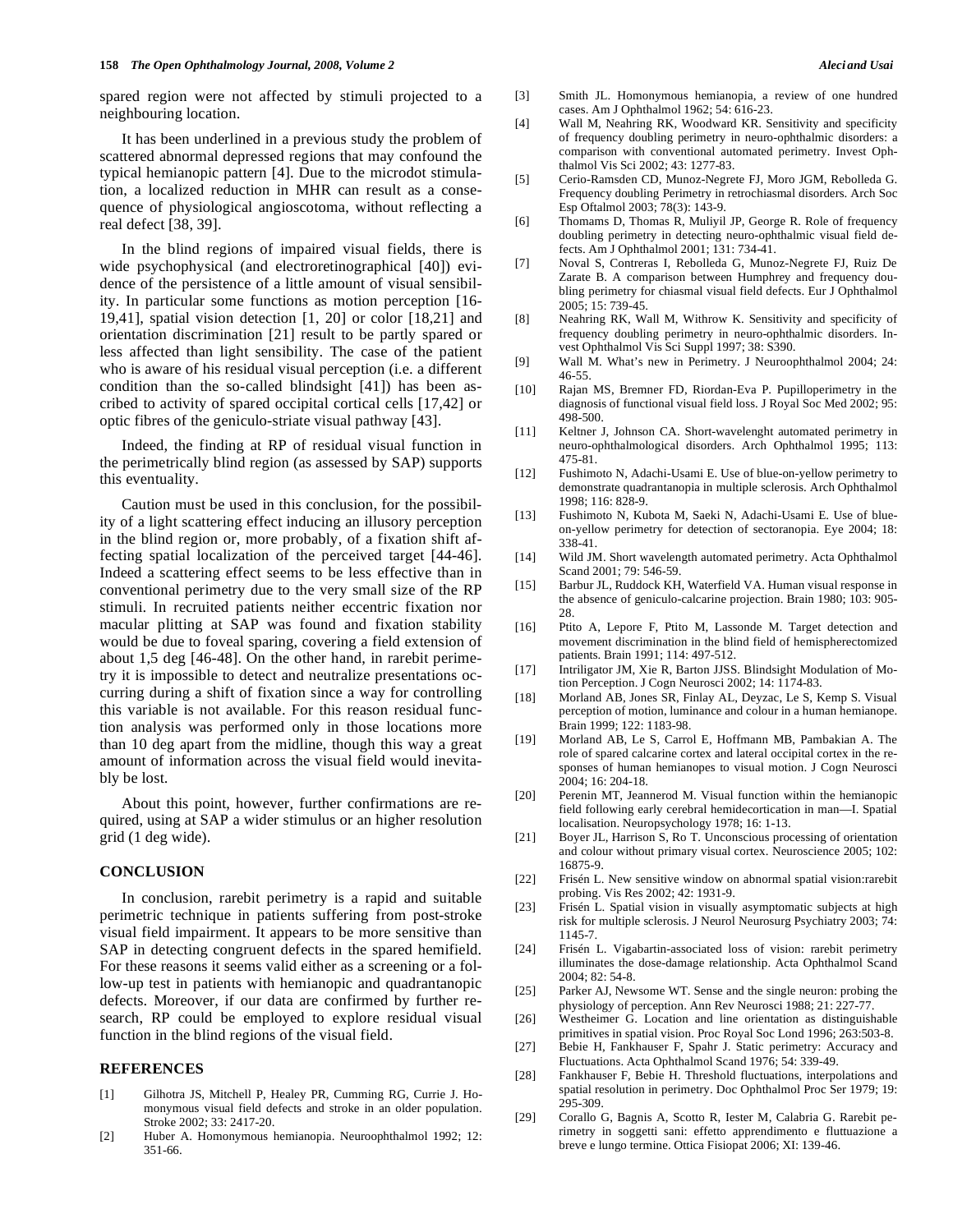spared region were not affected by stimuli projected to a neighbouring location.

It has been underlined in a previous study the problem of scattered abnormal depressed regions that may confound the typical hemianopic pattern [4]. Due to the microdot stimulation, a localized reduction in MHR can result as a consequence of physiological angioscotoma, without reflecting a real defect [38, 39].

In the blind regions of impaired visual fields, there is wide psychophysical (and electroretinographical [40]) evidence of the persistence of a little amount of visual sensibility. In particular some functions as motion perception [16-19,41], spatial vision detection [1, 20] or color [18,21] and orientation discrimination [21] result to be partly spared or less affected than light sensibility. The case of the patient who is aware of his residual visual perception (i.e. a different condition than the so-called blindsight [41]) has been ascribed to activity of spared occipital cortical cells [17,42] or optic fibres of the geniculo-striate visual pathway [43].

Indeed, the finding at RP of residual visual function in the perimetrically blind region (as assessed by SAP) supports this eventuality.

Caution must be used in this conclusion, for the possibility of a light scattering effect inducing an illusory perception in the blind region or, more probably, of a fixation shift affecting spatial localization of the perceived target [44-46]. Indeed a scattering effect seems to be less effective than in conventional perimetry due to the very small size of the RP stimuli. In recruited patients neither eccentric fixation nor macular plitting at SAP was found and fixation stability would be due to foveal sparing, covering a field extension of about 1,5 deg [46-48]. On the other hand, in rarebit perimetry it is impossible to detect and neutralize presentations occurring during a shift of fixation since a way for controlling this variable is not available. For this reason residual function analysis was performed only in those locations more than 10 deg apart from the midline, though this way a great amount of information across the visual field would inevitably be lost.

About this point, however, further confirmations are required, using at SAP a wider stimulus or an higher resolution grid (1 deg wide).

## CONCLUSION

In conclusion, rarebit perimetry is a rapid and suitable perimetric technique in patients suffering from post-stroke visual field impairment. It appears to be more sensitive than SAP in detecting congruent defects in the spared hemifield. For these reasons it seems valid either as a screening or a follow-up test in patients with hemianopic and quadrantanopic defects. Moreover, if our data are confirmed by further research, RP could be employed to explore residual visual function in the blind regions of the visual field.

## REFERENCES

[1] Gilhotra JS, Mitchell P, Healey PR, Cumming RG, Currie J. Homonymous visual field defects and stroke in an older population. Stroke 2002; 33: 2417-20.

[2] Huber A. Homonymous hemianopia. Neuroophthalmol 1992; 12: 351-66.

[3] Smith JL. Homonymous hemianopia, a review of one hundred cases. Am J Ophthalmol 1962; 54: 616-23.

[4] Wall M, Neahring RK, Woodward KR. Sensitivity and specificity of frequency doubling perimetry in neuro-ophthalmic disorders: a comparison with conventional automated perimetry. Invest Ophthalmol Vis Sci 2002; 43: 1277-83.

[5] Cerio-Ramsden CD, Munoz-Negrete FJ, Moro JGM, Rebolleda G. Frequency doubling Perimetry in retrochiasmal disorders. Arch Soc Esp Oftalmol 2003; 78(3): 143-9.

[6] Thomams D, Thomas R, Muliyil JP, George R. Role of frequency doubling perimetry in detecting neuro-ophthalmic visual field defects. Am J Ophthalmol 2001; 131: 734-41.

[7] Noval S, Contreras I, Rebolleda G, Munoz-Negrete FJ, Ruiz De Zarate B. A comparison between Humphrey and frequency doubling perimetry for chiasmal visual field defects. Eur J Ophthalmol 2005; 15: 739-45.

[8] Neahring RK, Wall M, Withrow K. Sensitivity and specificity of frequency doubling perimetry in neuro-ophthalmic disorders. Invest Ophthalmol Vis Sci Suppl 1997; 38: S390.

[9] Wall M. What's new in Perimetry. J Neuroophthalmol 2004; 24: 46-55.

[10] Rajan MS, Bremner FD, Riordan-Eva P. Pupilloperimetry in the diagnosis of functional visual field loss. J Royal Soc Med 2002; 95: 498-500.

[11] Keltner J, Johnson CA. Short-wavelenght automated perimetry in neuro-ophthalmological disorders. Arch Ophthalmol 1995; 113: 475-81.

[12] Fushimoto N, Adachi-Usami E. Use of blue-on-yellow perimetry to demonstrate quadrantanopia in multiple sclerosis. Arch Ophthalmol 1998; 116: 828-9.

[13] Fushimoto N, Kubota M, Saeki N, Adachi-Usami E. Use of blue-on-yellow perimetry for detection of sectoranopia. Eye 2004; 18: 338-41.

[14] Wild JM. Short wavelength automated perimetry. Acta Ophthalmol Scand 2001; 79: 546-59.

[15] Barbur JL, Ruddock KH, Waterfield VA. Human visual response in the absence of geniculo-calcarine projection. Brain 1980; 103: 905-28.

[16] Ptito A, Lepore F, Ptito M, Lassonde M. Target detection and movement discrimination in the blind field of hemispherectomized patients. Brain 1991; 114: 497-512.

[17] Intriligator JM, Xie R, Barton JJSS. Blindsight Modulation of Motion Perception. J Cogn Neurosci 2002; 14: 1174-83.

[18] Morland AB, Jones SR, Finlay AL, Deyzac, Le S, Kemp S. Visual perception of motion, luminance and colour in a human hemianope. Brain 1999; 122: 1183-98.

[19] Morland AB, Le S, Carrol E, Hoffmann MB, Pambakian A. The role of spared calcarine cortex and lateral occipital cortex in the responses of human hemianopes to visual motion. J Cogn Neurosci 2004; 16: 204-18.

[20] Perenin MT, Jeannerod M. Visual function within the hemianopic field following early cerebral hemidecortication in man—I. Spatial localisation. Neuropsychology 1978; 16: 1-13.

[21] Boyer JL, Harrison S, Ro T. Unconscious processing of orientation and colour without primary visual cortex. Neuroscience 2005; 102: 16875-9.

[22] Frisén L. New sensitive window on abnormal spatial vision:rarebit probing. Vis Res 2002; 42: 1931-9.

[23] Frisén L. Spatial vision in visually asymptomatic subjects at high risk for multiple sclerosis. J Neurol Neurosurg Psychiatry 2003; 74: 1145-7.

[24] Frisén L. Vigabartin-associated loss of vision: rarebit perimetry illuminates the dose-damage relationship. Acta Ophthalmol Scand 2004; 82: 54-8.

[25] Parker AJ, Newsome WT. Sense and the single neuron: probing the physiology of perception. Ann Rev Neurosci 1988; 21: 227-77.

[26] Westheimer G. Location and line orientation as distinguishable primitives in spatial vision. Proc Royal Soc Lond 1996; 263:503-8.

[27] Bebie H, Fankhauser F, Spahr J. Static perimetry: Accuracy and Fluctuations. Acta Ophthalmol Scand 1976; 54: 339-49.

[28] Fankhauser F, Bebie H. Threshold fluctuations, interpolations and spatial resolution in perimetry. Doc Ophthalmol Proc Ser 1979; 19: 295-309.

[29] Corallo G, Bagnis A, Scotto R, Iester M, Calabria G. Rarebit perimetry in soggetti sani: effetto apprendimento e fluttuazione a breve e lungo termine. Ottica Fisiopat 2006; XI: 139-46.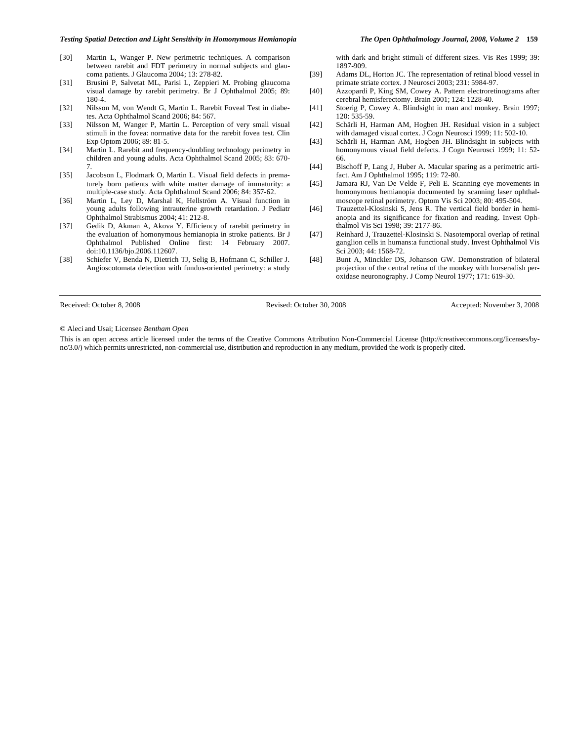[30] Martin L, Wanger P. New perimetric techniques. A comparison between rarebit and FDT perimetry in normal subjects and glaucoma patients. J Glaucoma 2004; 13: 278-82.

[31] Brusini P, Salvetat ML, Parisi L, Zeppieri M. Probing glaucoma visual damage by rarebit perimetry. Br J Ophthalmol 2005; 89: 180-4.

[32] Nilsson M, von Wendt G, Martin L. Rarebit Foveal Test in diabetes. Acta Ophthalmol Scand 2006; 84: 567.

[33] Nilsson M, Wanger P, Martin L. Perception of very small visual stimuli in the fovea: normative data for the rarebit fovea test. Clin Exp Optom 2006; 89: 81-5.

[34] Martin L. Rarebit and frequency-doubling technology perimetry in children and young adults. Acta Ophthalmol Scand 2005; 83: 670-7.

[35] Jacobson L, Flodmark O, Martin L. Visual field defects in prematurely born patients with white matter damage of immaturity: a multiple-case study. Acta Ophthalmol Scand 2006; 84: 357-62.

[36] Martin L, Ley D, Marshal K, Hellström A. Visual function in young adults following intrauterine growth retardation. J Pediatr Ophthalmol Strabismus 2004; 41: 212-8.

[37] Gedik D, Akman A, Akova Y. Efficiency of rarebit perimetry in the evaluation of homonymous hemianopia in stroke patients. Br J Ophthalmol Published Online first: 14 February 2007. doi:10.1136/bjo.2006.112607.

[38] Schiefer V, Benda N, Dietrich TJ, Selig B, Hofmann C, Schiller J. Angioscotomata detection with fundus-oriented perimetry: a study with dark and bright stimuli of different sizes. Vis Res 1999; 39: 1897-909.

[39] Adams DL, Horton JC. The representation of retinal blood vessel in primate striate cortex. J Neurosci 2003; 231: 5984-97.

[40] Azzopardi P, King SM, Cowey A. Pattern electroretinograms after cerebral hemisferectomy. Brain 2001; 124: 1228-40.

[41] Stoerig P, Cowey A. Blindsight in man and monkey. Brain 1997; 120: 535-59.

[42] Schärli H, Harman AM, Hogben JH. Residual vision in a subject with damaged visual cortex. J Cogn Neurosci 1999; 11: 502-10.

[43] Schärli H, Harman AM, Hogben JH. Blindsight in subjects with homonymous visual field defects. J Cogn Neurosci 1999; 11: 52-66.

[44] Bischoff P, Lang J, Huber A. Macular sparing as a perimetric artifact. Am J Ophthalmol 1995; 119: 72-80.

[45] Jamara RJ, Van De Velde F, Peli E. Scanning eye movements in homonymous hemianopia documented by scanning laser ophthalmoscope retinal perimetry. Optom Vis Sci 2003; 80: 495-504.

[46] Trauzettel-Klosinski S, Jens R. The vertical field border in hemianopia and its significance for fixation and reading. Invest Ophthalmol Vis Sci 1998; 39: 2177-86.

[47] Reinhard J, Trauzettel-Klosinski S. Nasotemporal overlap of retinal ganglion cells in humans:a functional study. Invest Ophthalmol Vis Sci 2003; 44: 1568-72.

[48] Bunt A, Minckler DS, Johanson GW. Demonstration of bilateral projection of the central retina of the monkey with horseradish peroxidase neuronography. J Comp Neurol 1977; 171: 619-30.

---

Received: October 8, 2008 Revised: October 30, 2008 Accepted: November 3, 2008

© Aleci and Usai; Licensee *Bentham Open*

This is an open access article licensed under the terms of the Creative Commons Attribution Non-Commercial License (http://creativecommons.org/licenses/by-nc/3.0/) which permits unrestricted, non-commercial use, distribution and reproduction in any medium, provided the work is properly cited.